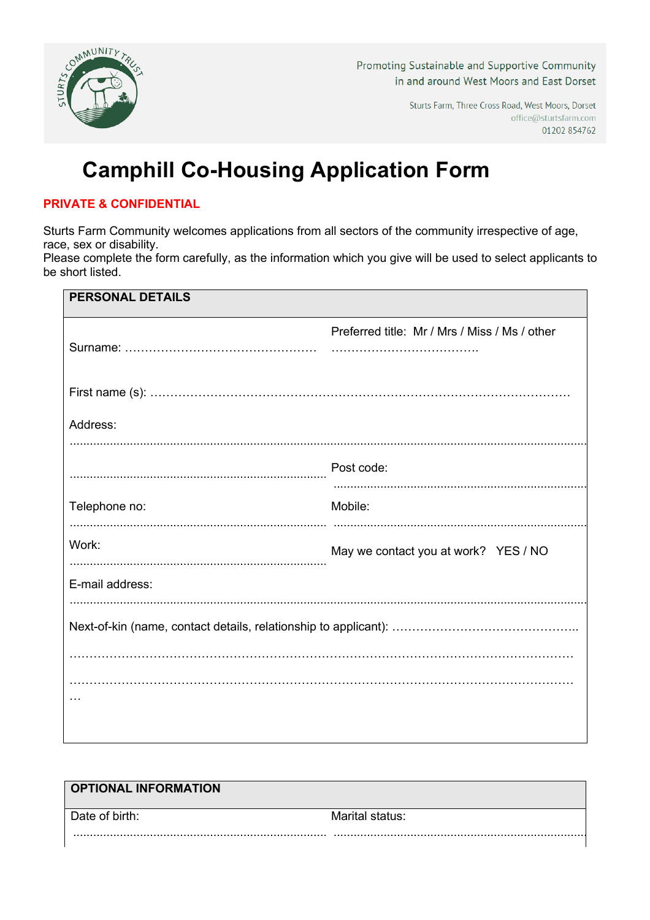Promoting Sustainable and Supportive Community
in and around West Moors and East Dorset

Sturts Farm, Three Cross Road, West Moors, Dorset
office@sturtsfarm.com
01202 854762

# Camphill Co-Housing Application Form

**PRIVATE & CONFIDENTIAL**

Sturts Farm Community welcomes applications from all sectors of the community irrespective of age, race, sex or disability.
Please complete the form carefully, as the information which you give will be used to select applicants to be short listed.

## PERSONAL DETAILS

Surname: ………………………………………… Preferred title: Mr / Mrs / Miss / Ms / other ……………………………….

First name (s): ……………………………………………………………………………………

Address:
..........................................................................................................................................

.......................................................................... Post code: ..........................................................................

Telephone no: .......................................................................... Mobile: ..........................................................................

Work: .......................................................................... May we contact you at work? YES / NO

E-mail address:
..........................................................................................................................................

Next-of-kin (name, contact details, relationship to applicant): ………………………………………..

…………………………………………………………………………………………………………

…………………………………………………………………………………………………………
…

## OPTIONAL INFORMATION

Date of birth: .......................................................................... Marital status: ..........................................................................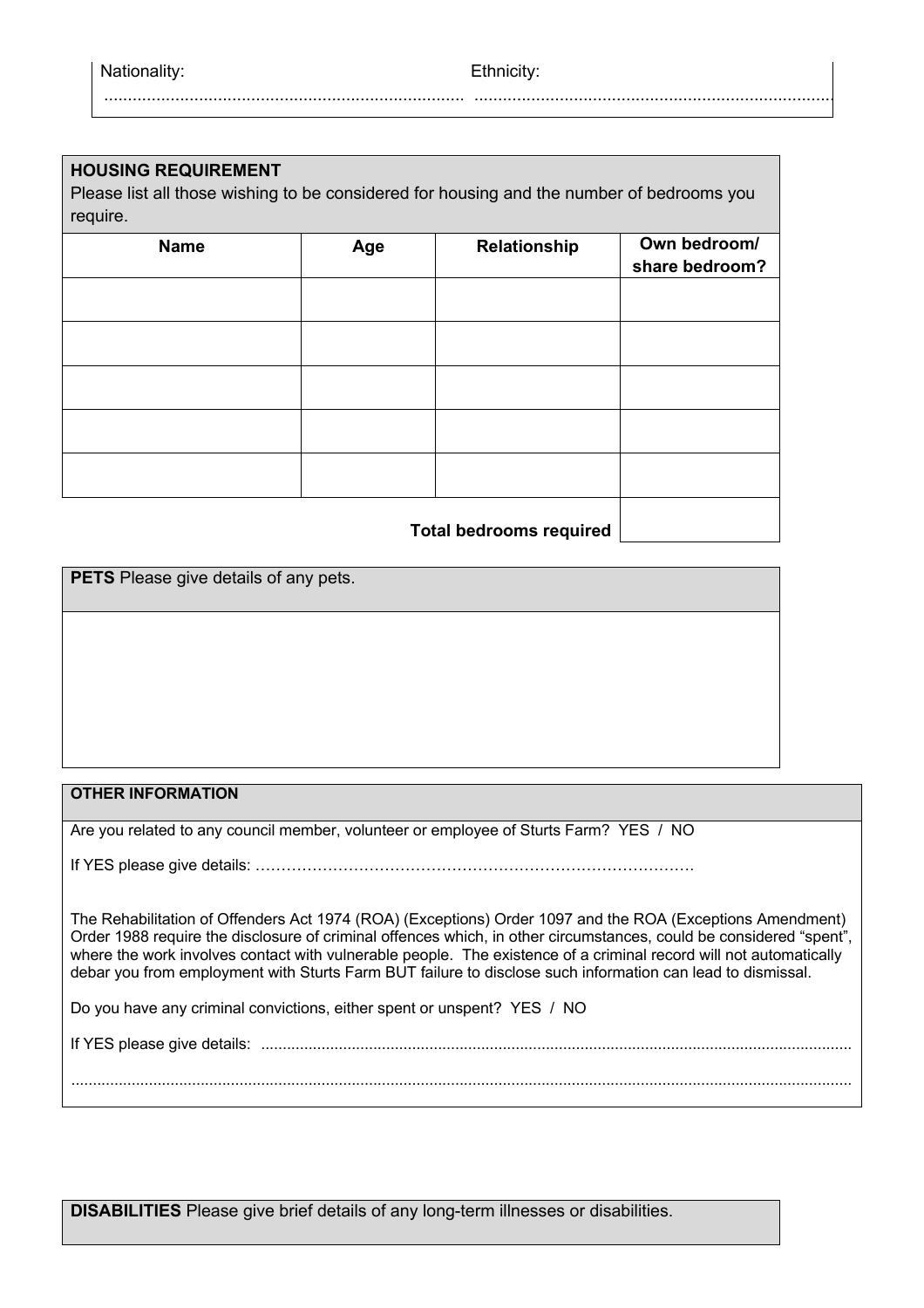Nationality: ............................................................................

Ethnicity: ............................................................................

**HOUSING REQUIREMENT**

Please list all those wishing to be considered for housing and the number of bedrooms you require.

| Name | Age | Relationship | Own bedroom/ share bedroom? |
|---|---|---|---|
| | | | |
| | | | |
| | | | |
| | | | |
| | | | |
| | | **Total bedrooms required** | |

**PETS** Please give details of any pets.

**OTHER INFORMATION**

Are you related to any council member, volunteer or employee of Sturts Farm? YES / NO

If YES please give details: ……………………………………………………………………….

The Rehabilitation of Offenders Act 1974 (ROA) (Exceptions) Order 1097 and the ROA (Exceptions Amendment) Order 1988 require the disclosure of criminal offences which, in other circumstances, could be considered "spent", where the work involves contact with vulnerable people. The existence of a criminal record will not automatically debar you from employment with Sturts Farm BUT failure to disclose such information can lead to dismissal.

Do you have any criminal convictions, either spent or unspent? YES / NO

If YES please give details: ......................................................................................................................................

......................................................................................................................................................................

**DISABILITIES** Please give brief details of any long-term illnesses or disabilities.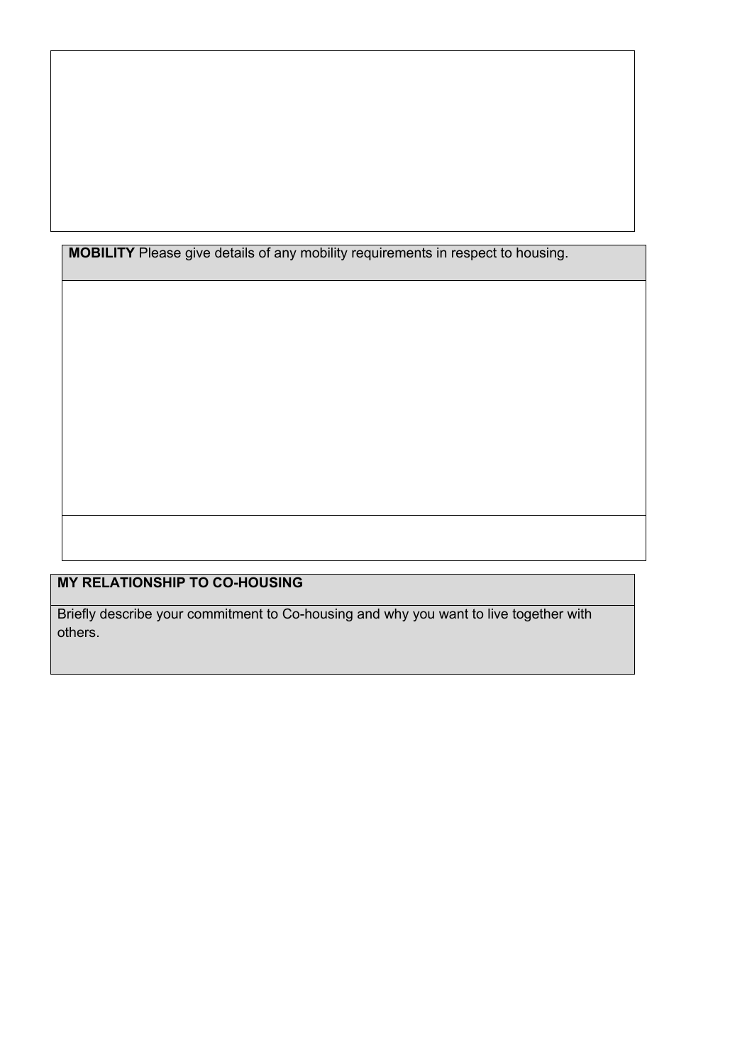**MOBILITY** Please give details of any mobility requirements in respect to housing.

**MY RELATIONSHIP TO CO-HOUSING**

Briefly describe your commitment to Co-housing and why you want to live together with others.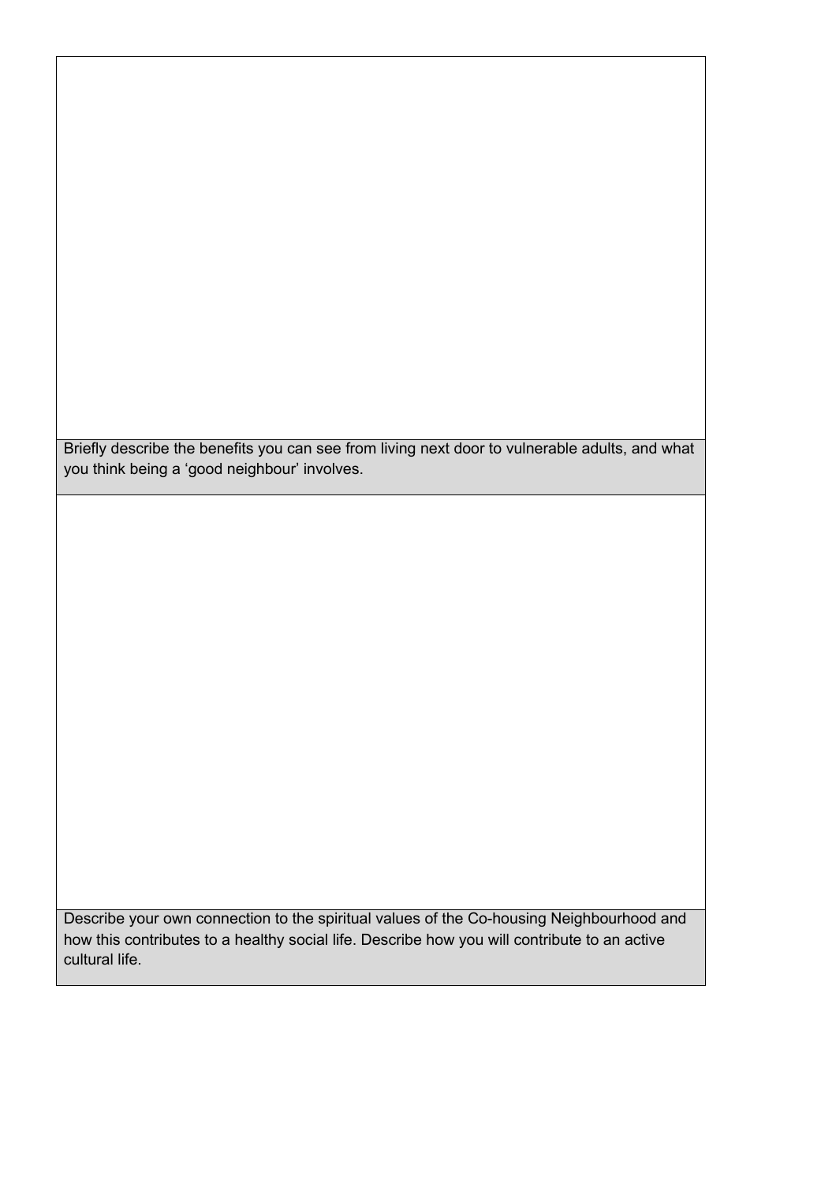Briefly describe the benefits you can see from living next door to vulnerable adults, and what you think being a 'good neighbour' involves.

Describe your own connection to the spiritual values of the Co-housing Neighbourhood and how this contributes to a healthy social life. Describe how you will contribute to an active cultural life.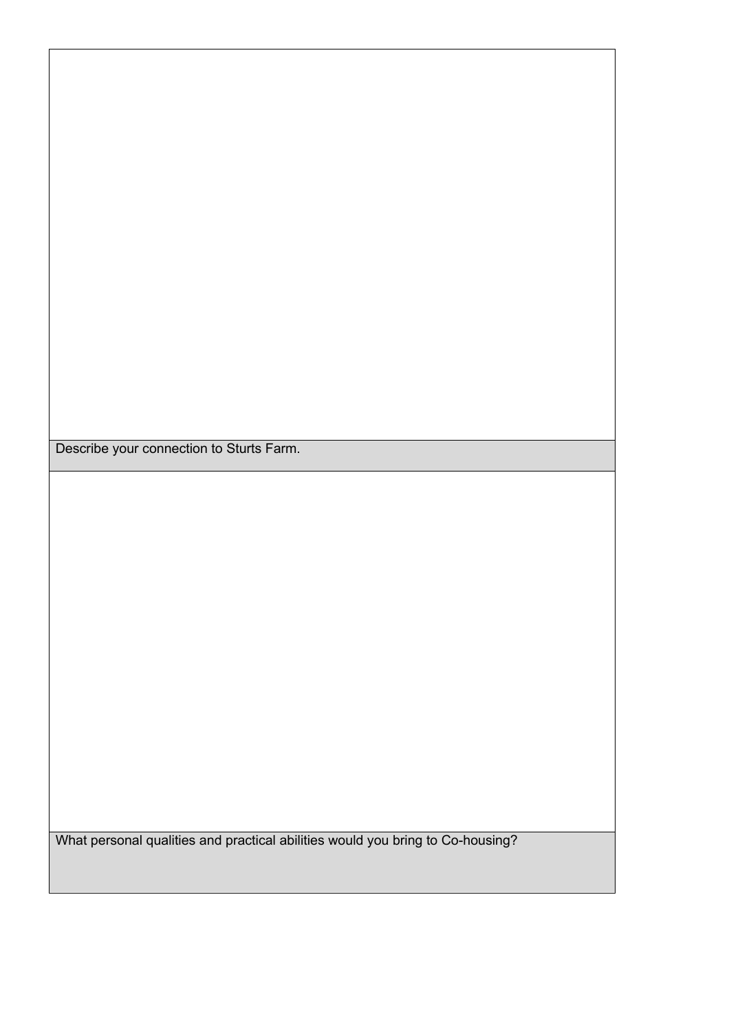| |
| --- |
| |
| Describe your connection to Sturts Farm. |
| |
| What personal qualities and practical abilities would you bring to Co-housing? |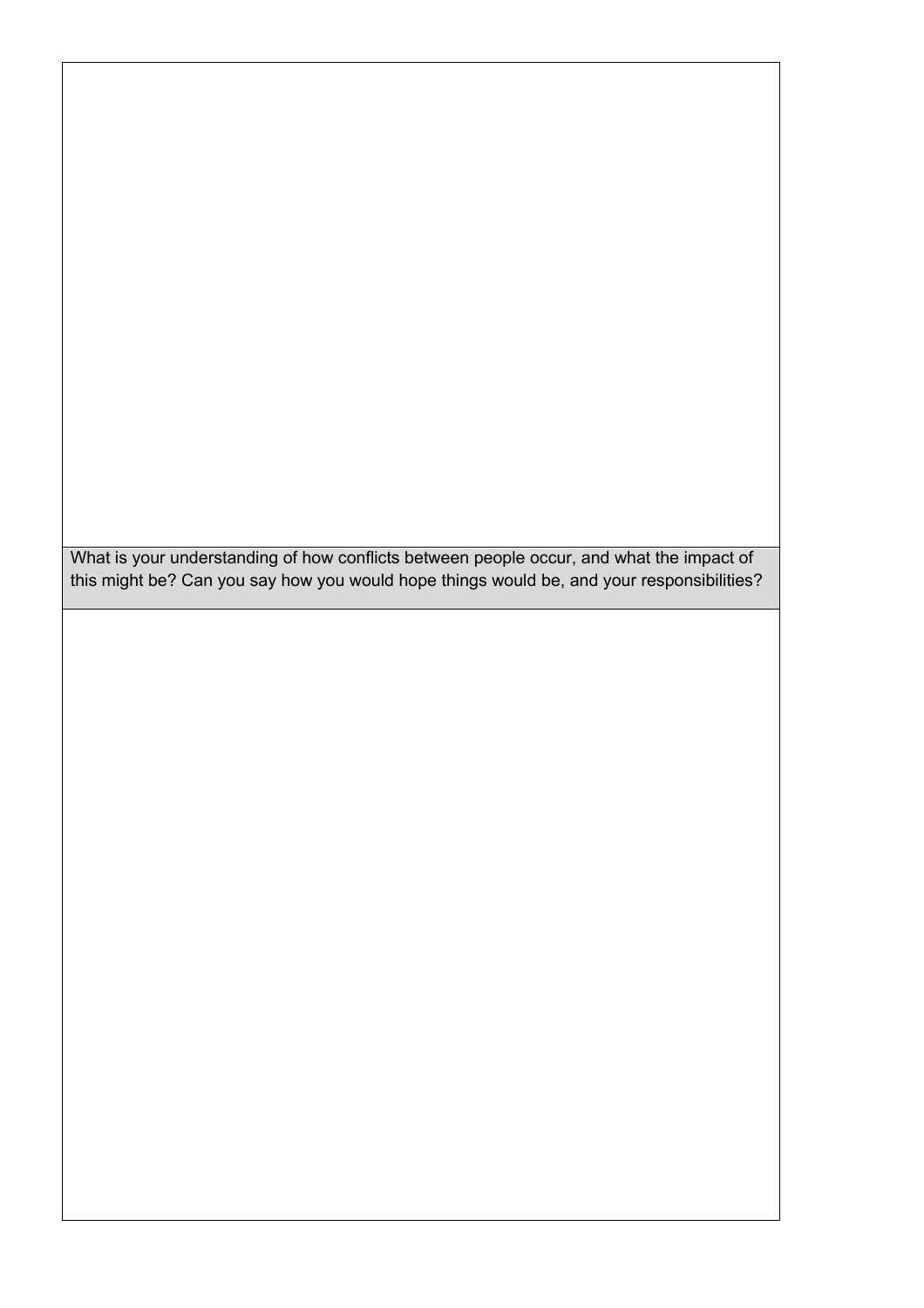What is your understanding of how conflicts between people occur, and what the impact of this might be? Can you say how you would hope things would be, and your responsibilities?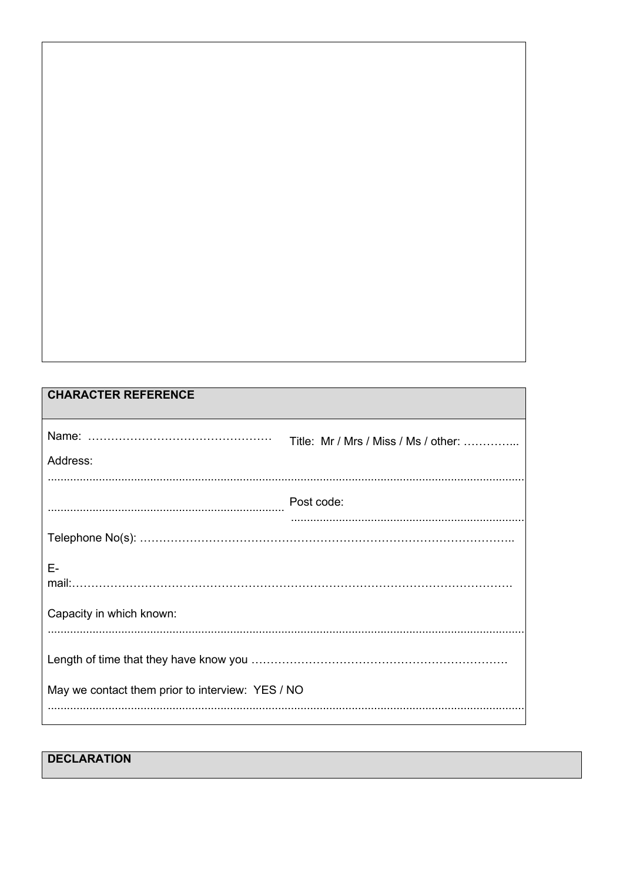## CHARACTER REFERENCE

Name: ………………………………………… Title: Mr / Mrs / Miss / Ms / other: …………...

Address:

.....................................................................................................................................................

......................................................................... Post code: .........................................................................

Telephone No(s): ………………………………………………………………………………..

E-mail:………………………………………………………………………………………………

Capacity in which known:

.....................................................................................................................................................

Length of time that they have know you …………………………………………………………

May we contact them prior to interview: YES / NO

.....................................................................................................................................................

## DECLARATION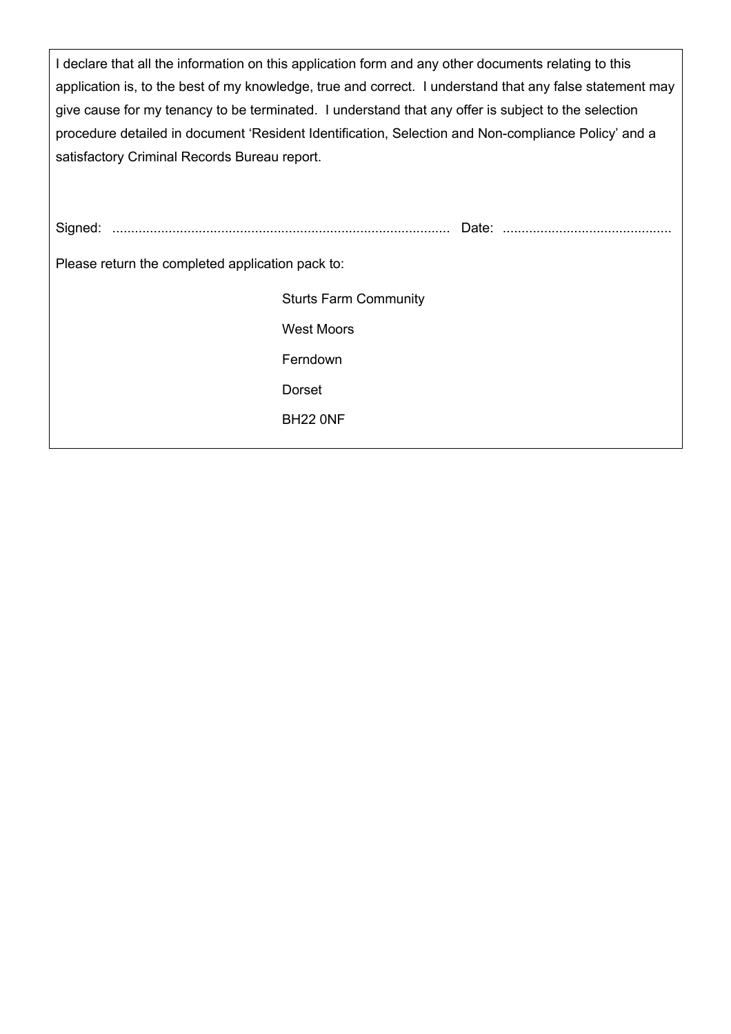I declare that all the information on this application form and any other documents relating to this application is, to the best of my knowledge, true and correct. I understand that any false statement may give cause for my tenancy to be terminated. I understand that any offer is subject to the selection procedure detailed in document 'Resident Identification, Selection and Non-compliance Policy' and a satisfactory Criminal Records Bureau report.

Signed: ........................................................................................ Date: ............................................

Please return the completed application pack to:

Sturts Farm Community
West Moors
Ferndown
Dorset
BH22 0NF